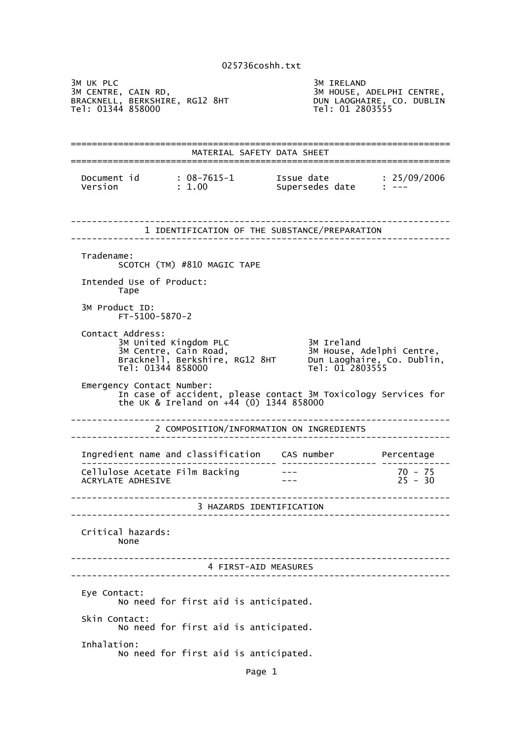025736coshh.txt

3M UK PLC
3M CENTRE, CAIN RD,
BRACKNELL, BERKSHIRE, RG12 8HT
Tel: 01344 858000

3M IRELAND
3M HOUSE, ADELPHI CENTRE,
DUN LAOGHAIRE, CO. DUBLIN
Tel: 01 2803555

# MATERIAL SAFETY DATA SHEET

Document id : 08-7615-1
Version : 1.00
Issue date : 25/09/2006
Supersedes date : ---

## 1 IDENTIFICATION OF THE SUBSTANCE/PREPARATION

Tradename:
SCOTCH (TM) #810 MAGIC TAPE

Intended Use of Product:
Tape

3M Product ID:
FT-5100-5870-2

Contact Address:

3M United Kingdom PLC
3M Centre, Cain Road,
Bracknell, Berkshire, RG12 8HT
Tel: 01344 858000

3M Ireland
3M House, Adelphi Centre,
Dun Laoghaire, Co. Dublin,
Tel: 01 2803555

Emergency Contact Number:
In case of accident, please contact 3M Toxicology Services for the UK & Ireland on +44 (0) 1344 858000

## 2 COMPOSITION/INFORMATION ON INGREDIENTS

| Ingredient name and classification | CAS number | Percentage |
|---|---|---|
| Cellulose Acetate Film Backing | --- | 70 - 75 |
| ACRYLATE ADHESIVE | --- | 25 - 30 |

## 3 HAZARDS IDENTIFICATION

Critical hazards:
None

## 4 FIRST-AID MEASURES

Eye Contact:
No need for first aid is anticipated.

Skin Contact:
No need for first aid is anticipated.

Inhalation:
No need for first aid is anticipated.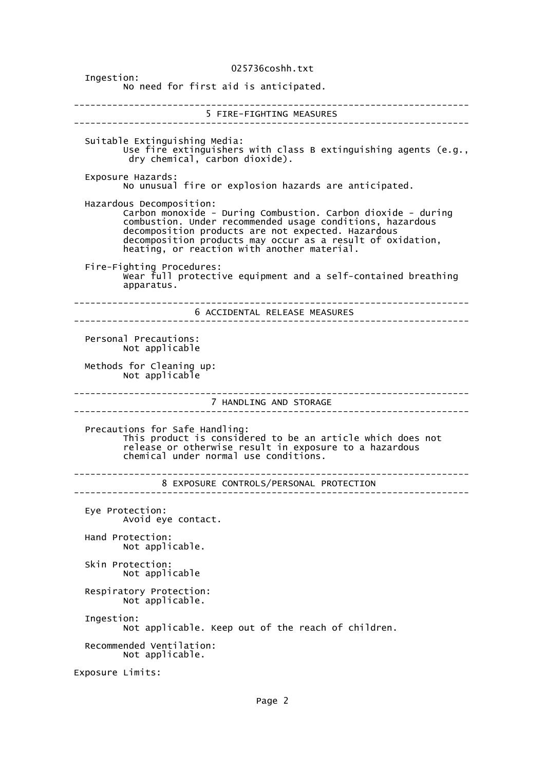Ingestion:
No need for first aid is anticipated.

## 5 FIRE-FIGHTING MEASURES

Suitable Extinguishing Media:
Use fire extinguishers with class B extinguishing agents (e.g., dry chemical, carbon dioxide).

Exposure Hazards:
No unusual fire or explosion hazards are anticipated.

Hazardous Decomposition:
Carbon monoxide - During Combustion. Carbon dioxide - during combustion. Under recommended usage conditions, hazardous decomposition products are not expected. Hazardous decomposition products may occur as a result of oxidation, heating, or reaction with another material.

Fire-Fighting Procedures:
Wear full protective equipment and a self-contained breathing apparatus.

## 6 ACCIDENTAL RELEASE MEASURES

Personal Precautions:
Not applicable

Methods for Cleaning up:
Not applicable

## 7 HANDLING AND STORAGE

Precautions for Safe Handling:
This product is considered to be an article which does not release or otherwise result in exposure to a hazardous chemical under normal use conditions.

## 8 EXPOSURE CONTROLS/PERSONAL PROTECTION

Eye Protection:
Avoid eye contact.

Hand Protection:
Not applicable.

Skin Protection:
Not applicable

Respiratory Protection:
Not applicable.

Ingestion:
Not applicable. Keep out of the reach of children.

Recommended Ventilation:
Not applicable.

Exposure Limits: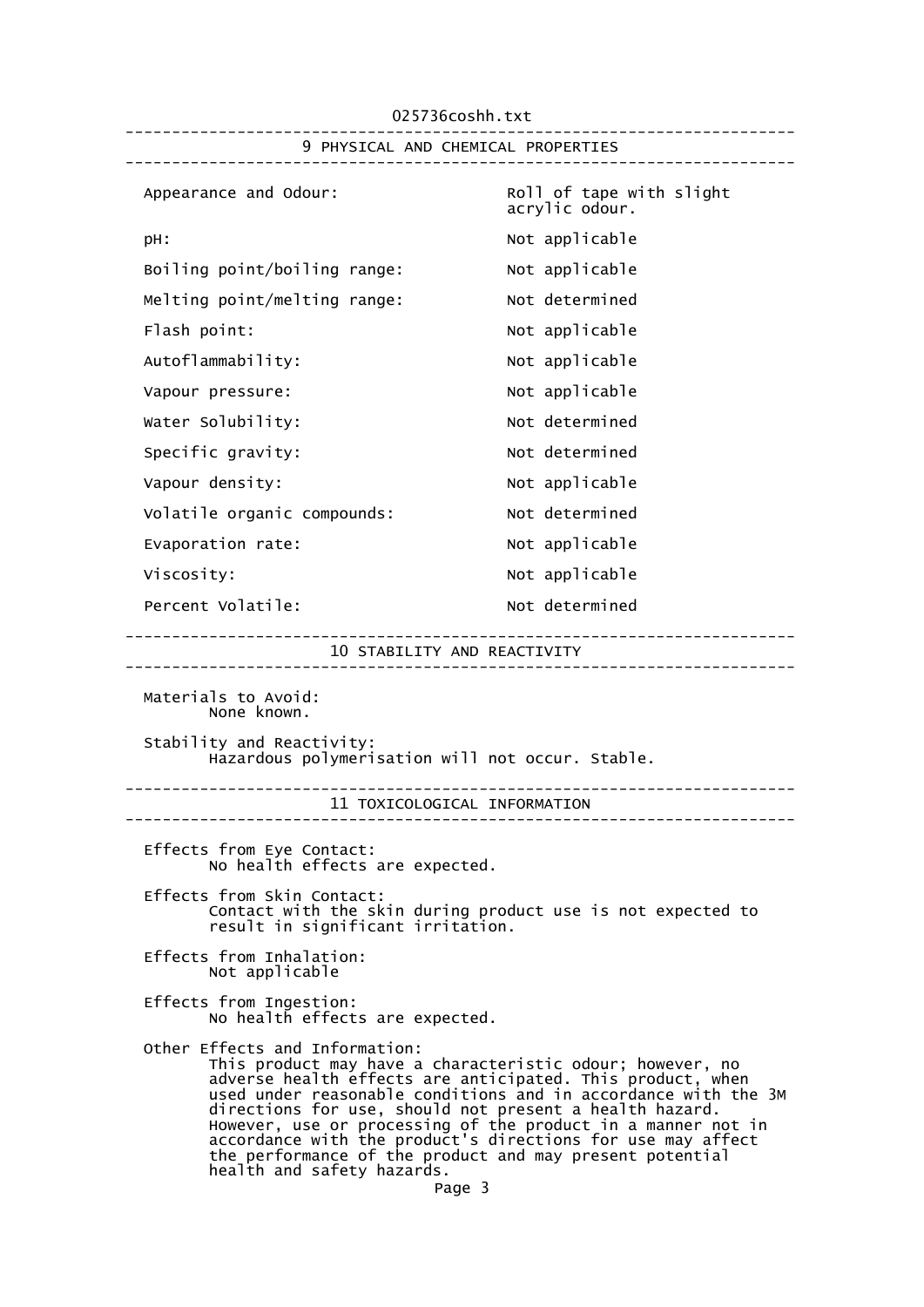## 9 PHYSICAL AND CHEMICAL PROPERTIES

| Property | Value |
|---|---|
| Appearance and Odour: | Roll of tape with slight acrylic odour. |
| pH: | Not applicable |
| Boiling point/boiling range: | Not applicable |
| Melting point/melting range: | Not determined |
| Flash point: | Not applicable |
| Autoflammability: | Not applicable |
| Vapour pressure: | Not applicable |
| Water Solubility: | Not determined |
| Specific gravity: | Not determined |
| Vapour density: | Not applicable |
| Volatile organic compounds: | Not determined |
| Evaporation rate: | Not applicable |
| Viscosity: | Not applicable |
| Percent Volatile: | Not determined |

## 10 STABILITY AND REACTIVITY

Materials to Avoid:
None known.

Stability and Reactivity:
Hazardous polymerisation will not occur. Stable.

## 11 TOXICOLOGICAL INFORMATION

Effects from Eye Contact:
No health effects are expected.

Effects from Skin Contact:
Contact with the skin during product use is not expected to result in significant irritation.

Effects from Inhalation:
Not applicable

Effects from Ingestion:
No health effects are expected.

Other Effects and Information:
This product may have a characteristic odour; however, no adverse health effects are anticipated. This product, when used under reasonable conditions and in accordance with the 3M directions for use, should not present a health hazard. However, use or processing of the product in a manner not in accordance with the product's directions for use may affect the performance of the product and may present potential health and safety hazards.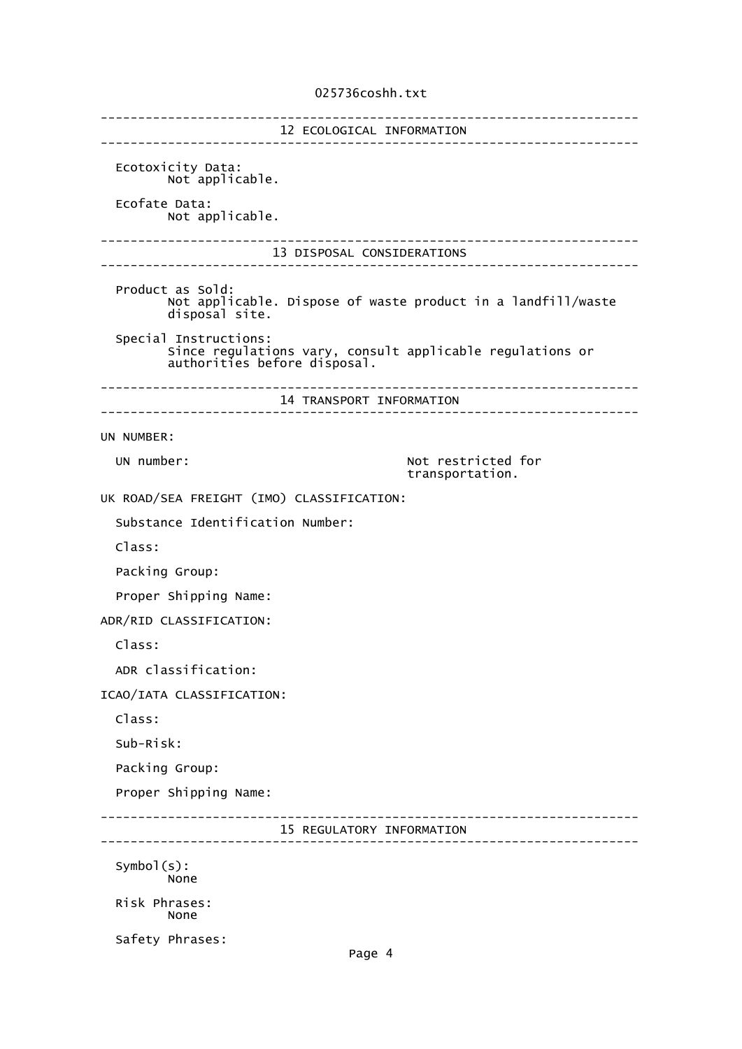## 12 ECOLOGICAL INFORMATION

Ecotoxicity Data:
Not applicable.

Ecofate Data:
Not applicable.

## 13 DISPOSAL CONSIDERATIONS

Product as Sold:
Not applicable. Dispose of waste product in a landfill/waste disposal site.

Special Instructions:
Since regulations vary, consult applicable regulations or authorities before disposal.

## 14 TRANSPORT INFORMATION

UN NUMBER:

UN number: Not restricted for transportation.

UK ROAD/SEA FREIGHT (IMO) CLASSIFICATION:

Substance Identification Number:

Class:

Packing Group:

Proper Shipping Name:

ADR/RID CLASSIFICATION:

Class:

ADR classification:

ICAO/IATA CLASSIFICATION:

Class:

Sub-Risk:

Packing Group:

Proper Shipping Name:

## 15 REGULATORY INFORMATION

Symbol(s):
None

Risk Phrases:
None

Safety Phrases: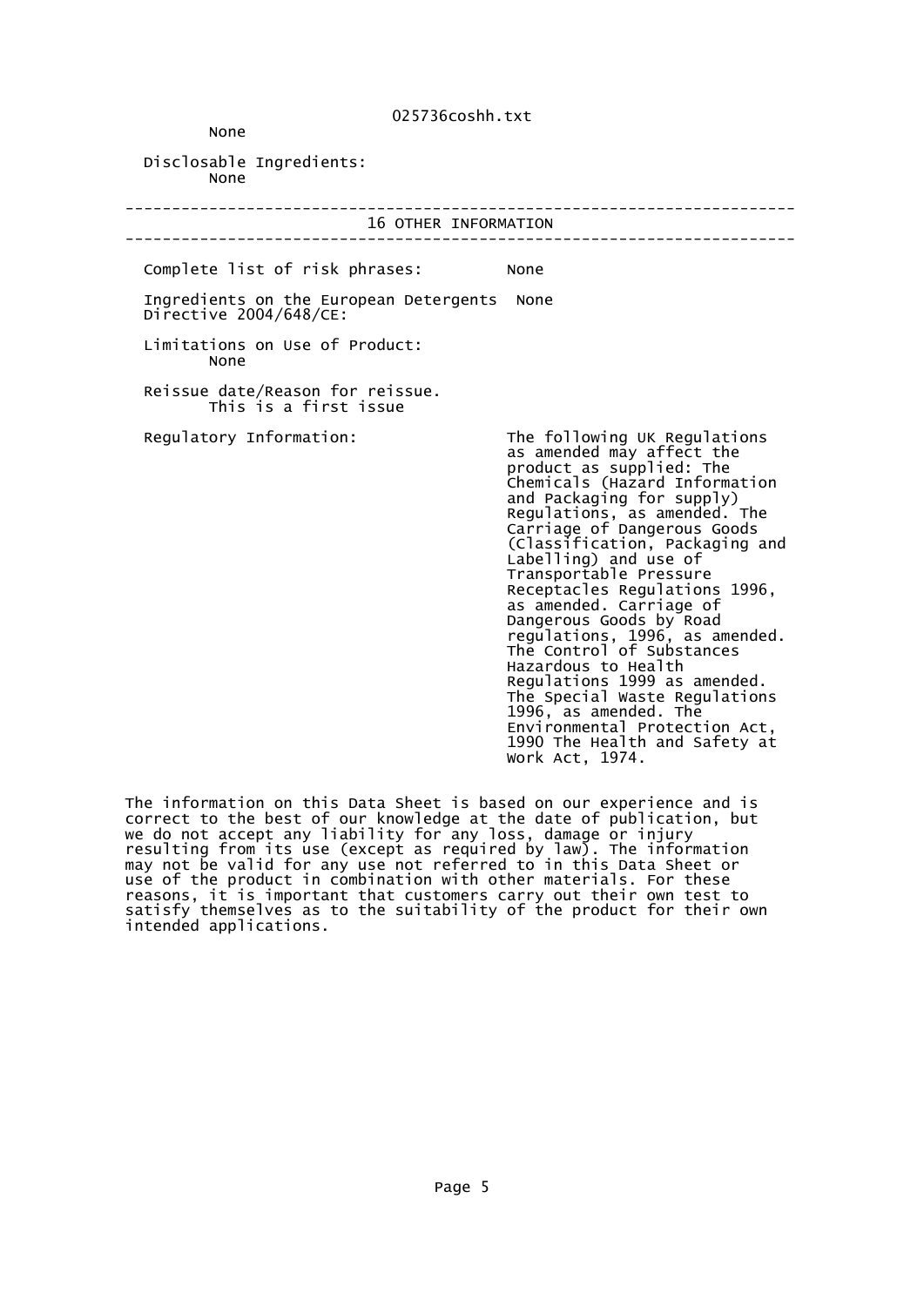None

Disclosable Ingredients:
None

## 16 OTHER INFORMATION

Complete list of risk phrases: None

Ingredients on the European Detergents Directive 2004/648/CE: None

Limitations on Use of Product:
None

Reissue date/Reason for reissue.
This is a first issue

Regulatory Information: The following UK Regulations as amended may affect the product as supplied: The Chemicals (Hazard Information and Packaging for supply) Regulations, as amended. The Carriage of Dangerous Goods (Classification, Packaging and Labelling) and use of Transportable Pressure Receptacles Regulations 1996, as amended. Carriage of Dangerous Goods by Road regulations, 1996, as amended. The Control of Substances Hazardous to Health Regulations 1999 as amended. The Special Waste Regulations 1996, as amended. The Environmental Protection Act, 1990 The Health and Safety at Work Act, 1974.

The information on this Data Sheet is based on our experience and is correct to the best of our knowledge at the date of publication, but we do not accept any liability for any loss, damage or injury resulting from its use (except as required by law). The information may not be valid for any use not referred to in this Data Sheet or use of the product in combination with other materials. For these reasons, it is important that customers carry out their own test to satisfy themselves as to the suitability of the product for their own intended applications.